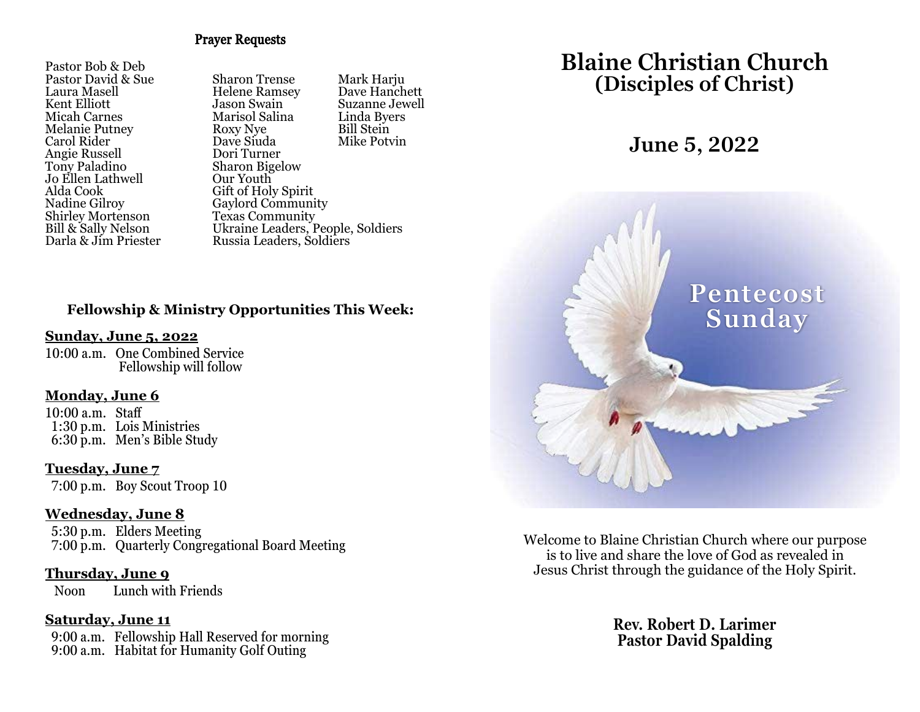## Prayer Requests

Pastor Bob & Deb
Pastor David & Sue
Laura Masell
Kent Elliott
Micah Carnes
Melanie Putney
Carol Rider
Angie Russell
Tony Paladino
Jo Ellen Lathwell
Alda Cook
Nadine Gilroy
Shirley Mortenson
Bill & Sally Nelson
Darla & Jim Priester

Sharon Trense
Helene Ramsey
Jason Swain
Marisol Salina
Roxy Nye
Dave Siuda
Dori Turner
Sharon Bigelow
Our Youth
Gift of Holy Spirit
Gaylord Community
Texas Community
Ukraine Leaders, People, Soldiers
Russia Leaders, Soldiers

Mark Harju
Dave Hanchett
Suzanne Jewell
Linda Byers
Bill Stein
Mike Potvin

## Fellowship & Ministry Opportunities This Week:

**Sunday, June 5, 2022**

10:00 a.m. One Combined Service
Fellowship will follow

**Monday, June 6**

10:00 a.m. Staff
1:30 p.m. Lois Ministries
6:30 p.m. Men's Bible Study

**Tuesday, June 7**

7:00 p.m. Boy Scout Troop 10

**Wednesday, June 8**

5:30 p.m. Elders Meeting
7:00 p.m. Quarterly Congregational Board Meeting

**Thursday, June 9**

Noon Lunch with Friends

**Saturday, June 11**

9:00 a.m. Fellowship Hall Reserved for morning
9:00 a.m. Habitat for Humanity Golf Outing

# Blaine Christian Church
# (Disciples of Christ)

## June 5, 2022

Pentecost Sunday

Welcome to Blaine Christian Church where our purpose is to live and share the love of God as revealed in Jesus Christ through the guidance of the Holy Spirit.

**Rev. Robert D. Larimer**
**Pastor David Spalding**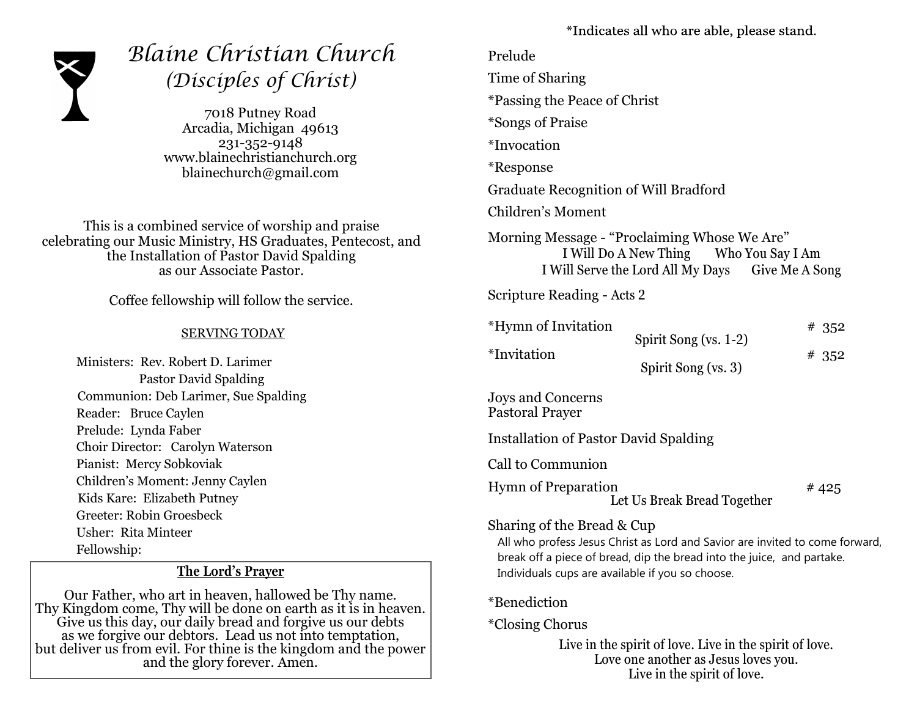# Blaine Christian Church

## *(Disciples of Christ)*

7018 Putney Road
Arcadia, Michigan 49613
231-352-9148
www.blainechristianchurch.org
blainechurch@gmail.com

This is a combined service of worship and praise celebrating our Music Ministry, HS Graduates, Pentecost, and the Installation of Pastor David Spalding as our Associate Pastor.

Coffee fellowship will follow the service.

SERVING TODAY

Ministers: Rev. Robert D. Larimer
Pastor David Spalding
Communion: Deb Larimer, Sue Spalding
Reader: Bruce Caylen
Prelude: Lynda Faber
Choir Director: Carolyn Waterson
Pianist: Mercy Sobkoviak
Children's Moment: Jenny Caylen
Kids Kare: Elizabeth Putney
Greeter: Robin Groesbeck
Usher: Rita Minteer
Fellowship:

**The Lord's Prayer**

Our Father, who art in heaven, hallowed be Thy name.
Thy Kingdom come, Thy will be done on earth as it is in heaven.
Give us this day, our daily bread and forgive us our debts
as we forgive our debtors. Lead us not into temptation,
but deliver us from evil. For thine is the kingdom and the power
and the glory forever. Amen.

*Indicates all who are able, please stand.

Prelude

Time of Sharing

*Passing the Peace of Christ

*Songs of Praise

*Invocation

*Response

Graduate Recognition of Will Bradford

Children's Moment

Morning Message - "Proclaiming Whose We Are"
I Will Do A New Thing    Who You Say I Am
I Will Serve the Lord All My Days    Give Me A Song

Scripture Reading - Acts 2

*Hymn of Invitation # 352
Spirit Song (vs. 1-2)

*Invitation # 352
Spirit Song (vs. 3)

Joys and Concerns
Pastoral Prayer

Installation of Pastor David Spalding

Call to Communion

Hymn of Preparation # 425
Let Us Break Bread Together

Sharing of the Bread & Cup
All who profess Jesus Christ as Lord and Savior are invited to come forward, break off a piece of bread, dip the bread into the juice, and partake. Individuals cups are available if you so choose.

*Benediction

*Closing Chorus

Live in the spirit of love. Live in the spirit of love.
Love one another as Jesus loves you.
Live in the spirit of love.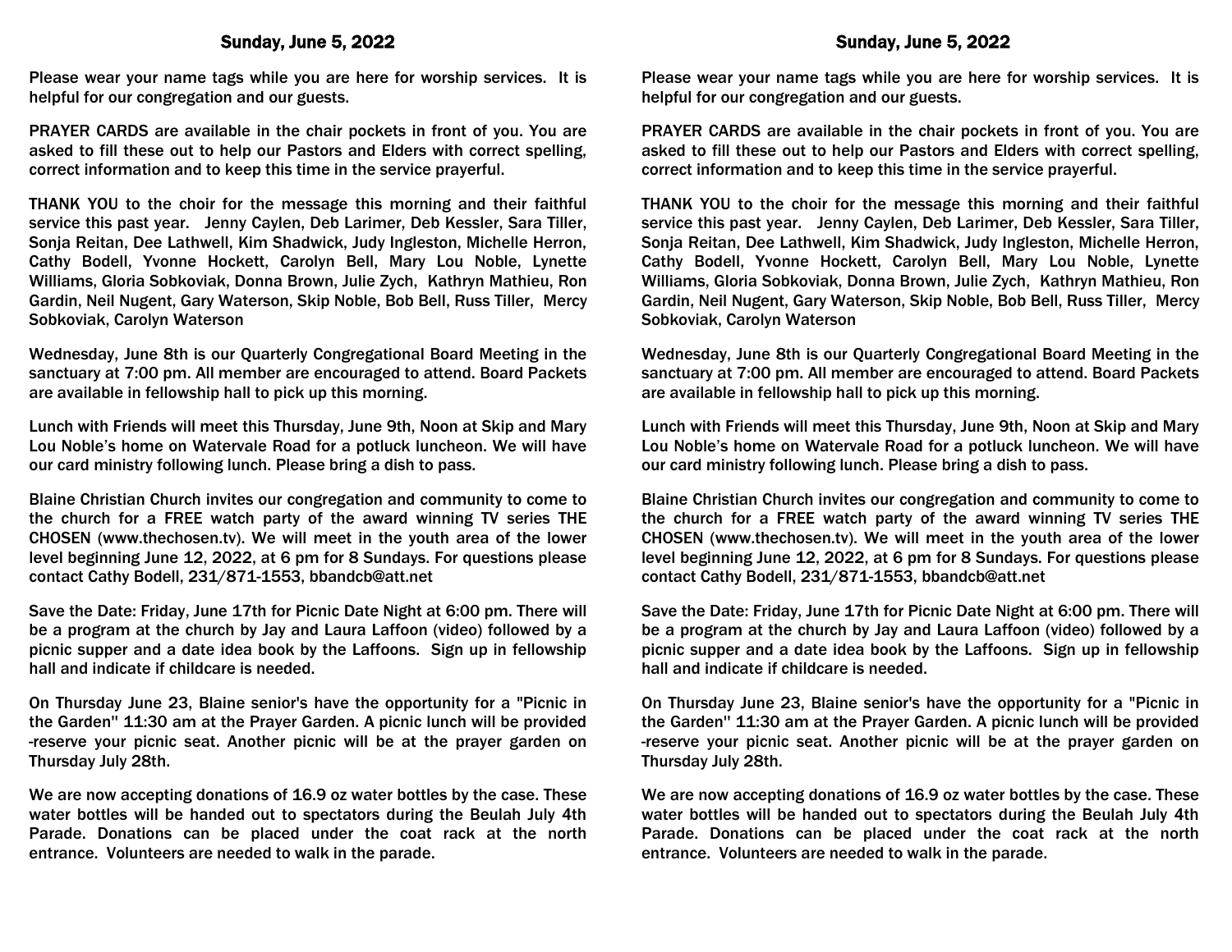## Sunday, June 5, 2022

Please wear your name tags while you are here for worship services. It is helpful for our congregation and our guests.

PRAYER CARDS are available in the chair pockets in front of you. You are asked to fill these out to help our Pastors and Elders with correct spelling, correct information and to keep this time in the service prayerful.

THANK YOU to the choir for the message this morning and their faithful service this past year. Jenny Caylen, Deb Larimer, Deb Kessler, Sara Tiller, Sonja Reitan, Dee Lathwell, Kim Shadwick, Judy Ingleston, Michelle Herron, Cathy Bodell, Yvonne Hockett, Carolyn Bell, Mary Lou Noble, Lynette Williams, Gloria Sobkoviak, Donna Brown, Julie Zych, Kathryn Mathieu, Ron Gardin, Neil Nugent, Gary Waterson, Skip Noble, Bob Bell, Russ Tiller, Mercy Sobkoviak, Carolyn Waterson

Wednesday, June 8th is our Quarterly Congregational Board Meeting in the sanctuary at 7:00 pm. All member are encouraged to attend. Board Packets are available in fellowship hall to pick up this morning.

Lunch with Friends will meet this Thursday, June 9th, Noon at Skip and Mary Lou Noble's home on Watervale Road for a potluck luncheon. We will have our card ministry following lunch. Please bring a dish to pass.

Blaine Christian Church invites our congregation and community to come to the church for a FREE watch party of the award winning TV series THE CHOSEN (www.thechosen.tv). We will meet in the youth area of the lower level beginning June 12, 2022, at 6 pm for 8 Sundays. For questions please contact Cathy Bodell, 231/871-1553, bbandcb@att.net

Save the Date: Friday, June 17th for Picnic Date Night at 6:00 pm. There will be a program at the church by Jay and Laura Laffoon (video) followed by a picnic supper and a date idea book by the Laffoons. Sign up in fellowship hall and indicate if childcare is needed.

On Thursday June 23, Blaine senior's have the opportunity for a "Picnic in the Garden" 11:30 am at the Prayer Garden. A picnic lunch will be provided -reserve your picnic seat. Another picnic will be at the prayer garden on Thursday July 28th.

We are now accepting donations of 16.9 oz water bottles by the case. These water bottles will be handed out to spectators during the Beulah July 4th Parade. Donations can be placed under the coat rack at the north entrance. Volunteers are needed to walk in the parade.

## Sunday, June 5, 2022

Please wear your name tags while you are here for worship services. It is helpful for our congregation and our guests.

PRAYER CARDS are available in the chair pockets in front of you. You are asked to fill these out to help our Pastors and Elders with correct spelling, correct information and to keep this time in the service prayerful.

THANK YOU to the choir for the message this morning and their faithful service this past year. Jenny Caylen, Deb Larimer, Deb Kessler, Sara Tiller, Sonja Reitan, Dee Lathwell, Kim Shadwick, Judy Ingleston, Michelle Herron, Cathy Bodell, Yvonne Hockett, Carolyn Bell, Mary Lou Noble, Lynette Williams, Gloria Sobkoviak, Donna Brown, Julie Zych, Kathryn Mathieu, Ron Gardin, Neil Nugent, Gary Waterson, Skip Noble, Bob Bell, Russ Tiller, Mercy Sobkoviak, Carolyn Waterson

Wednesday, June 8th is our Quarterly Congregational Board Meeting in the sanctuary at 7:00 pm. All member are encouraged to attend. Board Packets are available in fellowship hall to pick up this morning.

Lunch with Friends will meet this Thursday, June 9th, Noon at Skip and Mary Lou Noble's home on Watervale Road for a potluck luncheon. We will have our card ministry following lunch. Please bring a dish to pass.

Blaine Christian Church invites our congregation and community to come to the church for a FREE watch party of the award winning TV series THE CHOSEN (www.thechosen.tv). We will meet in the youth area of the lower level beginning June 12, 2022, at 6 pm for 8 Sundays. For questions please contact Cathy Bodell, 231/871-1553, bbandcb@att.net

Save the Date: Friday, June 17th for Picnic Date Night at 6:00 pm. There will be a program at the church by Jay and Laura Laffoon (video) followed by a picnic supper and a date idea book by the Laffoons. Sign up in fellowship hall and indicate if childcare is needed.

On Thursday June 23, Blaine senior's have the opportunity for a "Picnic in the Garden" 11:30 am at the Prayer Garden. A picnic lunch will be provided -reserve your picnic seat. Another picnic will be at the prayer garden on Thursday July 28th.

We are now accepting donations of 16.9 oz water bottles by the case. These water bottles will be handed out to spectators during the Beulah July 4th Parade. Donations can be placed under the coat rack at the north entrance. Volunteers are needed to walk in the parade.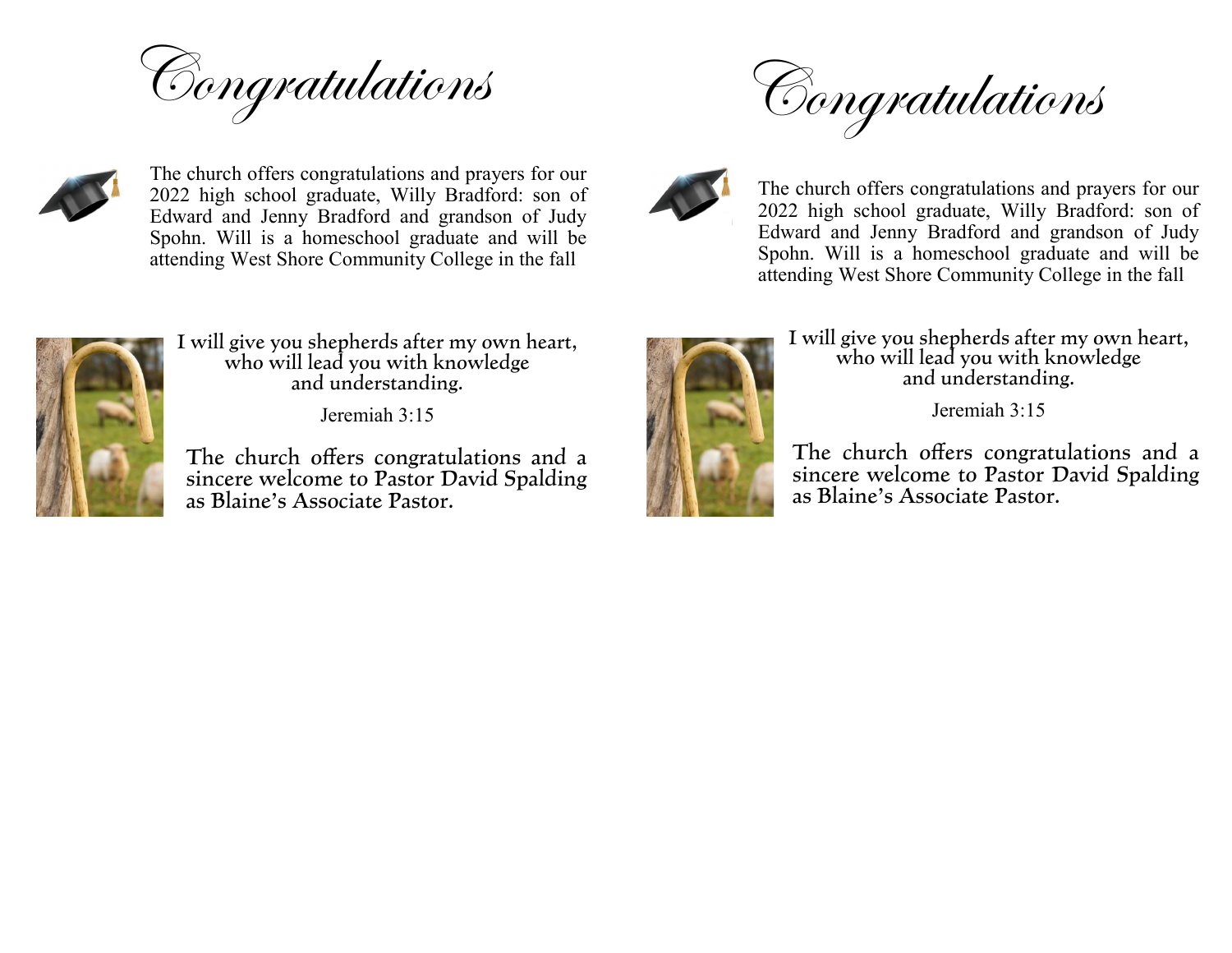# Congratulations

The church offers congratulations and prayers for our 2022 high school graduate, Willy Bradford: son of Edward and Jenny Bradford and grandson of Judy Spohn. Will is a homeschool graduate and will be attending West Shore Community College in the fall

I will give you shepherds after my own heart,
who will lead you with knowledge
and understanding.

Jeremiah 3:15

The church offers congratulations and a sincere welcome to Pastor David Spalding as Blaine's Associate Pastor.

# Congratulations

The church offers congratulations and prayers for our 2022 high school graduate, Willy Bradford: son of Edward and Jenny Bradford and grandson of Judy Spohn. Will is a homeschool graduate and will be attending West Shore Community College in the fall

I will give you shepherds after my own heart,
who will lead you with knowledge
and understanding.

Jeremiah 3:15

The church offers congratulations and a sincere welcome to Pastor David Spalding as Blaine's Associate Pastor.